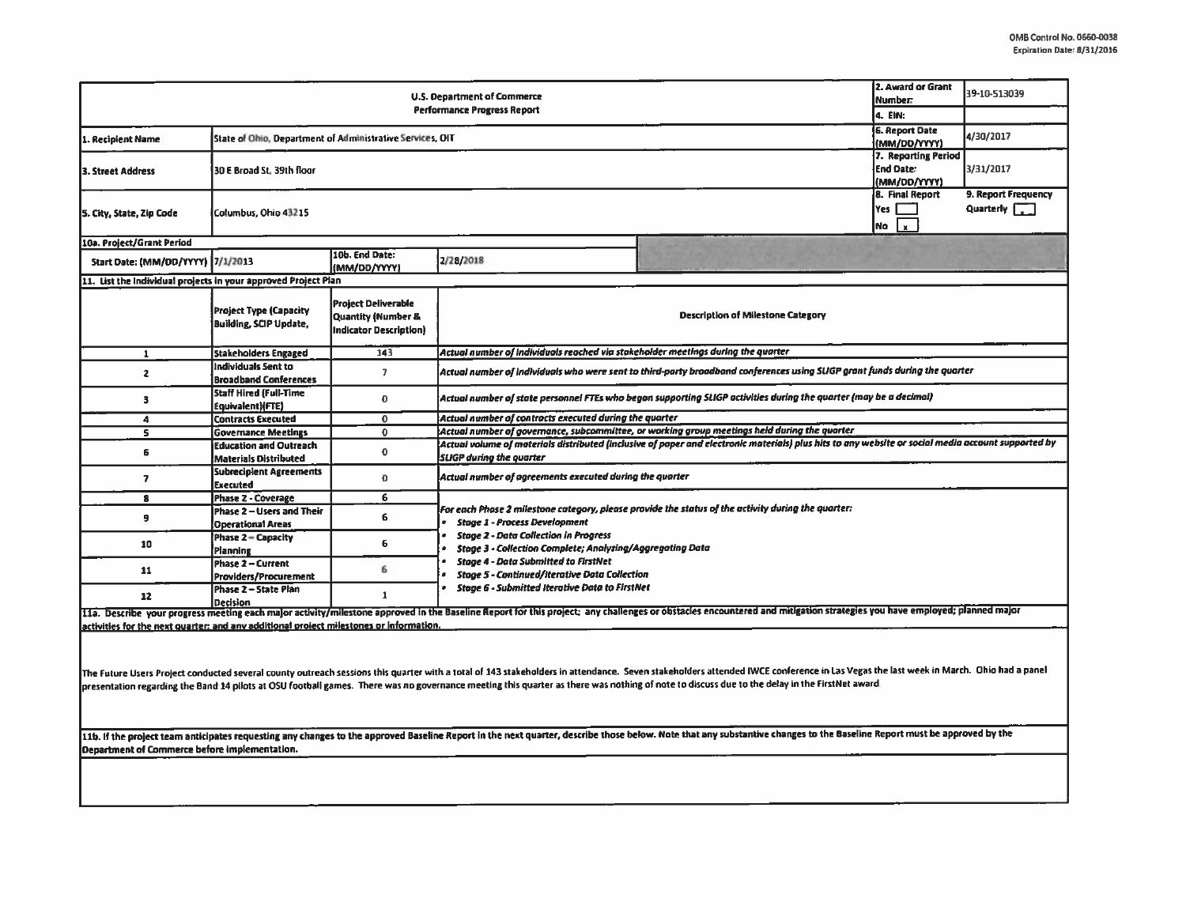OMB Control No. 0660-0038
Expiration Date: 8/31/2016

| U.S. Department of Commerce<br>Performance Progress Report | | | | 2. Award or Grant Number: | 39-10-S13039 |
|---|---|---|---|---|---|
| | | | | 4. EIN: | |
| 1. Recipient Name | State of Ohio, Department of Administrative Services, OIT | | | 6. Report Date (MM/DD/YYYY) | 4/30/2017 |
| 3. Street Address | 30 E Broad St, 39th floor | | | 7. Reporting Period End Date: (MM/DD/YYYY) | 3/31/2017 |
| 5. City, State, Zip Code | Columbus, Ohio 43215 | | | 8. Final Report<br>Yes [ ]<br>No [x] | 9. Report Frequency<br>Quarterly [x] |
| 10a. Project/Grant Period | | | | | |
| Start Date: (MM/DD/YYYY) | 7/1/2013 | 10b. End Date: (MM/DD/YYYY) | 2/28/2018 | | |

**11. List the individual projects in your approved Project Plan**

| | Project Type (Capacity Building, SCIP Update, | Project Deliverable Quantity (Number & Indicator Description) | Description of Milestone Category |
|---|---|---|---|
| 1 | Stakeholders Engaged | 143 | *Actual number of individuals reached via stakeholder meetings during the quarter* |
| 2 | Individuals Sent to Broadband Conferences | 7 | *Actual number of individuals who were sent to third-party broadband conferences using SLIGP grant funds during the quarter* |
| 3 | Staff Hired (Full-Time Equivalent)(FTE) | 0 | *Actual number of state personnel FTEs who began supporting SLIGP activities during the quarter (may be a decimal)* |
| 4 | Contracts Executed | 0 | *Actual number of contracts executed during the quarter* |
| 5 | Governance Meetings | 0 | *Actual number of governance, subcommittee, or working group meetings held during the quarter* |
| 6 | Education and Outreach Materials Distributed | 0 | *Actual volume of materials distributed (inclusive of paper and electronic materials) plus hits to any website or social media account supported by SLIGP during the quarter* |
| 7 | Subrecipient Agreements Executed | 0 | *Actual number of agreements executed during the quarter* |
| 8 | Phase 2 - Coverage | 6 | *For each Phase 2 milestone category, please provide the status of the activity during the quarter:*<br>• *Stage 1 - Process Development*<br>• *Stage 2 - Data Collection in Progress*<br>• *Stage 3 - Collection Complete; Analyzing/Aggregating Data*<br>• *Stage 4 - Data Submitted to FirstNet*<br>• *Stage 5 - Continued/Iterative Data Collection*<br>• *Stage 6 - Submitted Iterative Data to FirstNet* |
| 9 | Phase 2 – Users and Their Operational Areas | 6 | |
| 10 | Phase 2 – Capacity Planning | 6 | |
| 11 | Phase 2 – Current Providers/Procurement | 6 | |
| 12 | Phase 2 – State Plan Decision | 1 | |

**11a. Describe your progress meeting each major activity/milestone approved in the Baseline Report for this project; any challenges or obstacles encountered and mitigation strategies you have employed; planned major activities for the next quarter; and any additional project milestones or information.**

The Future Users Project conducted several county outreach sessions this quarter with a total of 143 stakeholders in attendance. Seven stakeholders attended IWCE conference in Las Vegas the last week in March. Ohio had a panel presentation regarding the Band 14 pilots at OSU football games. There was no governance meeting this quarter as there was nothing of note to discuss due to the delay in the FirstNet award.

**11b. If the project team anticipates requesting any changes to the approved Baseline Report in the next quarter, describe those below. Note that any substantive changes to the Baseline Report must be approved by the Department of Commerce before implementation.**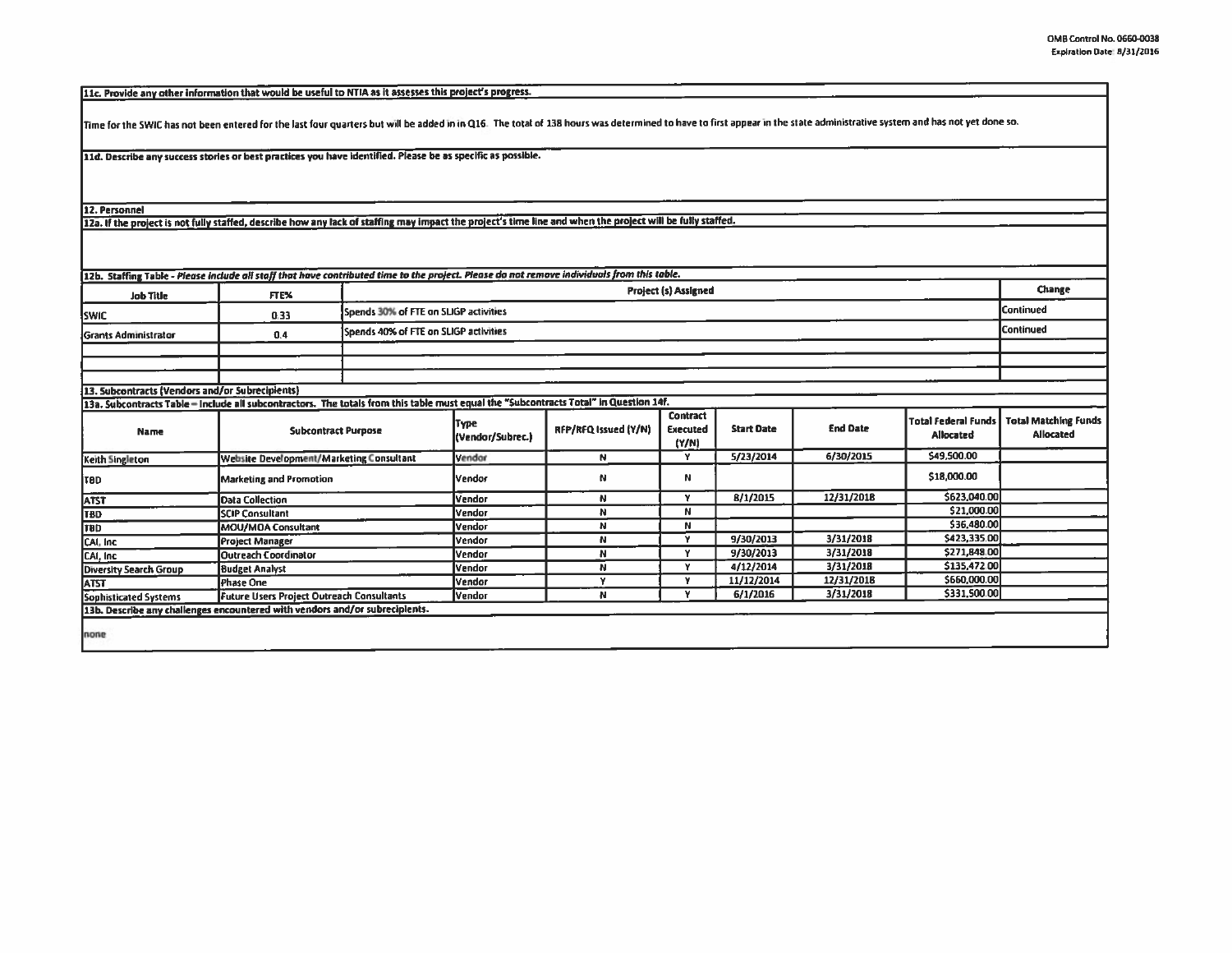**11c. Provide any other information that would be useful to NTIA as it assesses this project's progress.**

Time for the SWIC has not been entered for the last four quarters but will be added in in Q16. The total of 138 hours was determined to have to first appear in the state administrative system and has not yet done so.

**11d. Describe any success stories or best practices you have identified. Please be as specific as possible.**

**12. Personnel**

**12a. If the project is not fully staffed, describe how any lack of staffing may impact the project's time line and when the project will be fully staffed.**

**12b. Staffing Table** - *Please include all staff that have contributed time to the project. Please do not remove individuals from this table.*

| Job Title | FTE% | Project (s) Assigned | Change |
|---|---|---|---|
| SWIC | 0.33 | Spends 30% of FTE on SLIGP activities | Continued |
| Grants Administrator | 0.4 | Spends 40% of FTE on SLIGP activities | Continued |
| | | | |
| | | | |
| | | | |

**13. Subcontracts (Vendors and/or Subrecipients)**

**13a. Subcontracts Table – Include all subcontractors. The totals from this table must equal the "Subcontracts Total" in Question 14f.**

| Name | Subcontract Purpose | Type (Vendor/Subrec.) | RFP/RFQ Issued (Y/N) | Contract Executed (Y/N) | Start Date | End Date | Total Federal Funds Allocated | Total Matching Funds Allocated |
|---|---|---|---|---|---|---|---|---|
| Keith Singleton | Website Development/Marketing Consultant | Vendor | N | Y | 5/23/2014 | 6/30/2015 | $49,500.00 | |
| TBD | Marketing and Promotion | Vendor | N | N | | | $18,000.00 | |
| ATST | Data Collection | Vendor | N | Y | 8/1/2015 | 12/31/2018 | $623,040.00 | |
| TBD | SCIP Consultant | Vendor | N | N | | | $21,000.00 | |
| TBD | MOU/MOA Consultant | Vendor | N | N | | | $36,480.00 | |
| CAI, Inc | Project Manager | Vendor | N | Y | 9/30/2013 | 3/31/2018 | $423,335.00 | |
| CAI, Inc | Outreach Coordinator | Vendor | N | Y | 9/30/2013 | 3/31/2018 | $271,848.00 | |
| Diversity Search Group | Budget Analyst | Vendor | N | Y | 4/12/2014 | 3/31/2018 | $135,472.00 | |
| ATST | Phase One | Vendor | Y | Y | 11/12/2014 | 12/31/2018 | $660,000.00 | |
| Sophisticated Systems | Future Users Project Outreach Consultants | Vendor | N | Y | 6/1/2016 | 3/31/2018 | $331,500.00 | |

**13b. Describe any challenges encountered with vendors and/or subrecipients.**

none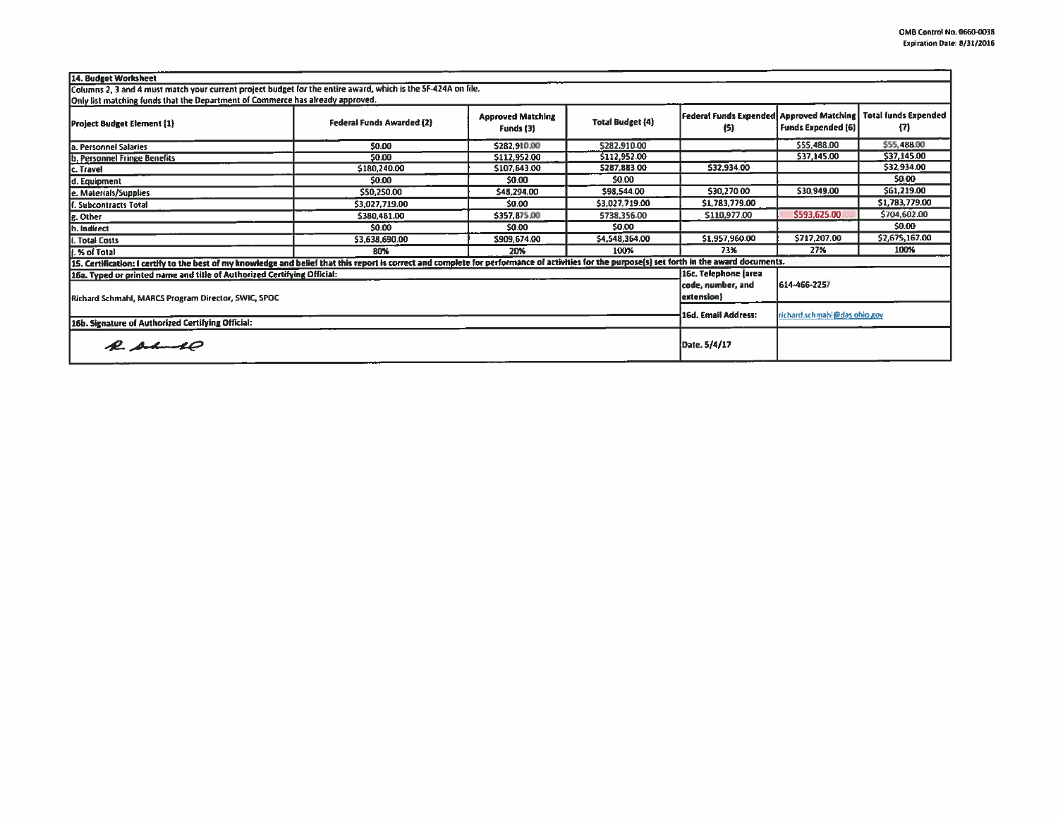OMB Control No. 0660-0038
Expiration Date: 8/31/2016

| 14. Budget Worksheet | | | | | | |
|---|---|---|---|---|---|---|
| Columns 2, 3 and 4 must match your current project budget for the entire award, which is the SF-424A on file. Only list matching funds that the Department of Commerce has already approved. | | | | | | |
| Project Budget Element (1) | Federal Funds Awarded (2) | Approved Matching Funds (3) | Total Budget (4) | Federal Funds Expended (5) | Approved Matching Funds Expended (6) | Total funds Expended (7) |
| a. Personnel Salaries | $0.00 | $282,910.00 | $282,910.00 | | $55,488.00 | $55,488.00 |
| b. Personnel Fringe Benefits | $0.00 | $112,952.00 | $112,952.00 | | $37,145.00 | $37,145.00 |
| c. Travel | $180,240.00 | $107,643.00 | $287,883.00 | $32,934.00 | | $32,934.00 |
| d. Equipment | $0.00 | $0.00 | $0.00 | | | $0.00 |
| e. Materials/Supplies | $50,250.00 | $48,294.00 | $98,544.00 | $30,270.00 | $30,949.00 | $61,219.00 |
| f. Subcontracts Total | $3,027,719.00 | $0.00 | $3,027,719.00 | $1,783,779.00 | | $1,783,779.00 |
| g. Other | $380,481.00 | $357,875.00 | $738,356.00 | $110,977.00 | $593,625.00 | $704,602.00 |
| h. Indirect | $0.00 | $0.00 | $0.00 | | | $0.00 |
| i. Total Costs | $3,638,690.00 | $909,674.00 | $4,548,364.00 | $1,957,960.00 | $717,207.00 | $2,675,167.00 |
| j. % of Total | 80% | 20% | 100% | 73% | 27% | 100% |

15. Certification: I certify to the best of my knowledge and belief that this report is correct and complete for performance of activities for the purpose(s) set forth in the award documents.

| | | |
|---|---|---|
| 16a. Typed or printed name and title of Authorized Certifying Official: Richard Schmahl, MARCS Program Director, SWIC, SPOC | 16c. Telephone (area code, number, and extension) | 614-466-2257 |
| 16b. Signature of Authorized Certifying Official: | 16d. Email Address: | richard.schmahl@das.ohio.gov |
| R. Schmahl | Date. 5/4/17 | |